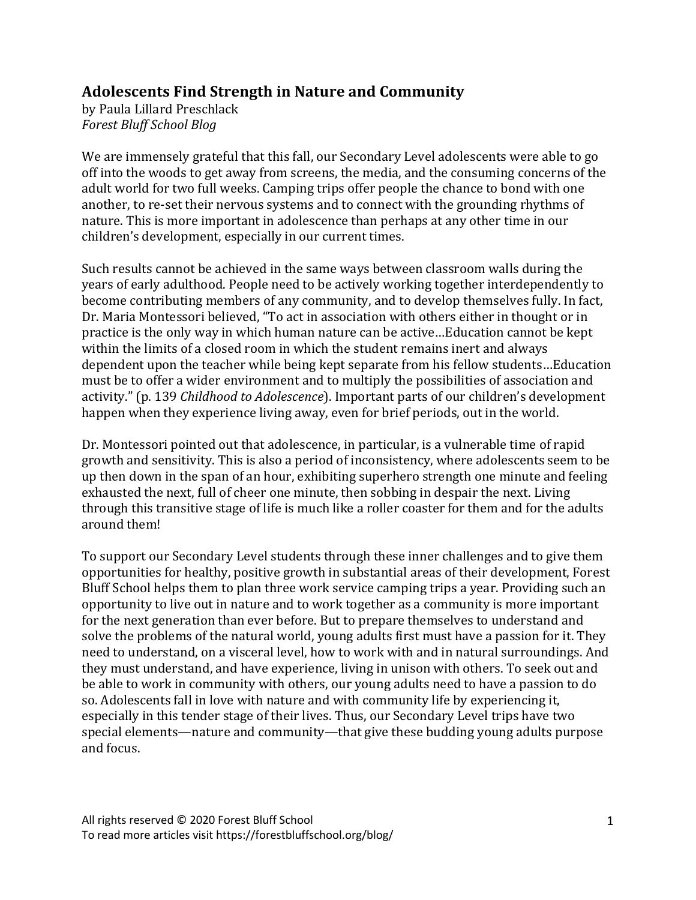# Adolescents Find Strength in Nature and Community

by Paula Lillard Preschlack
*Forest Bluff School Blog*

We are immensely grateful that this fall, our Secondary Level adolescents were able to go off into the woods to get away from screens, the media, and the consuming concerns of the adult world for two full weeks. Camping trips offer people the chance to bond with one another, to re-set their nervous systems and to connect with the grounding rhythms of nature. This is more important in adolescence than perhaps at any other time in our children's development, especially in our current times.

Such results cannot be achieved in the same ways between classroom walls during the years of early adulthood. People need to be actively working together interdependently to become contributing members of any community, and to develop themselves fully. In fact, Dr. Maria Montessori believed, "To act in association with others either in thought or in practice is the only way in which human nature can be active…Education cannot be kept within the limits of a closed room in which the student remains inert and always dependent upon the teacher while being kept separate from his fellow students…Education must be to offer a wider environment and to multiply the possibilities of association and activity." (p. 139 *Childhood to Adolescence*). Important parts of our children's development happen when they experience living away, even for brief periods, out in the world.

Dr. Montessori pointed out that adolescence, in particular, is a vulnerable time of rapid growth and sensitivity. This is also a period of inconsistency, where adolescents seem to be up then down in the span of an hour, exhibiting superhero strength one minute and feeling exhausted the next, full of cheer one minute, then sobbing in despair the next. Living through this transitive stage of life is much like a roller coaster for them and for the adults around them!

To support our Secondary Level students through these inner challenges and to give them opportunities for healthy, positive growth in substantial areas of their development, Forest Bluff School helps them to plan three work service camping trips a year. Providing such an opportunity to live out in nature and to work together as a community is more important for the next generation than ever before. But to prepare themselves to understand and solve the problems of the natural world, young adults first must have a passion for it. They need to understand, on a visceral level, how to work with and in natural surroundings. And they must understand, and have experience, living in unison with others. To seek out and be able to work in community with others, our young adults need to have a passion to do so. Adolescents fall in love with nature and with community life by experiencing it, especially in this tender stage of their lives. Thus, our Secondary Level trips have two special elements—nature and community—that give these budding young adults purpose and focus.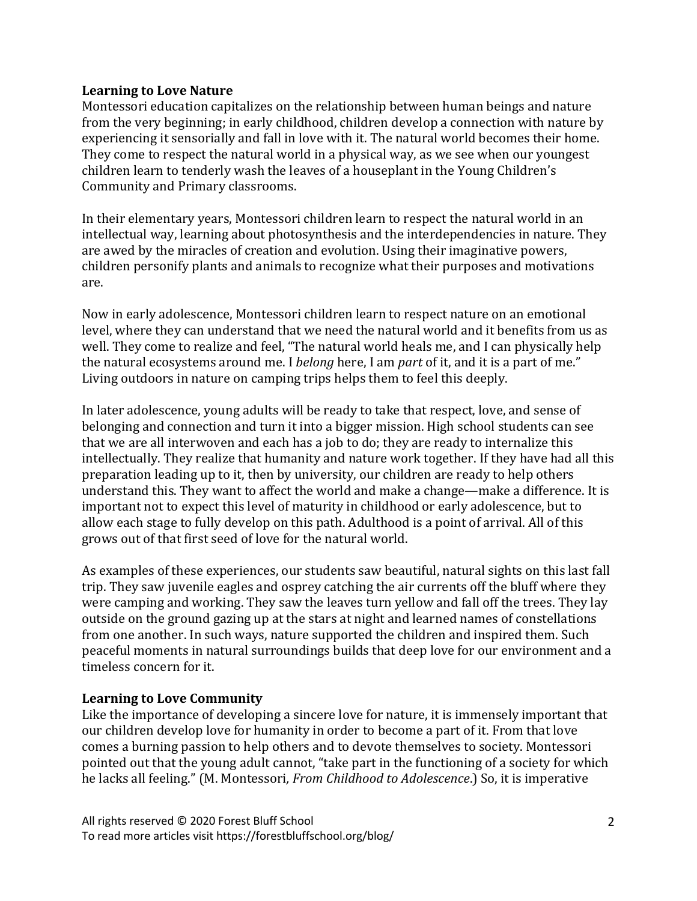**Learning to Love Nature**

Montessori education capitalizes on the relationship between human beings and nature from the very beginning; in early childhood, children develop a connection with nature by experiencing it sensorially and fall in love with it. The natural world becomes their home. They come to respect the natural world in a physical way, as we see when our youngest children learn to tenderly wash the leaves of a houseplant in the Young Children's Community and Primary classrooms.

In their elementary years, Montessori children learn to respect the natural world in an intellectual way, learning about photosynthesis and the interdependencies in nature. They are awed by the miracles of creation and evolution. Using their imaginative powers, children personify plants and animals to recognize what their purposes and motivations are.

Now in early adolescence, Montessori children learn to respect nature on an emotional level, where they can understand that we need the natural world and it benefits from us as well. They come to realize and feel, "The natural world heals me, and I can physically help the natural ecosystems around me. I *belong* here, I am *part* of it, and it is a part of me." Living outdoors in nature on camping trips helps them to feel this deeply.

In later adolescence, young adults will be ready to take that respect, love, and sense of belonging and connection and turn it into a bigger mission. High school students can see that we are all interwoven and each has a job to do; they are ready to internalize this intellectually. They realize that humanity and nature work together. If they have had all this preparation leading up to it, then by university, our children are ready to help others understand this. They want to affect the world and make a change—make a difference. It is important not to expect this level of maturity in childhood or early adolescence, but to allow each stage to fully develop on this path. Adulthood is a point of arrival. All of this grows out of that first seed of love for the natural world.

As examples of these experiences, our students saw beautiful, natural sights on this last fall trip. They saw juvenile eagles and osprey catching the air currents off the bluff where they were camping and working. They saw the leaves turn yellow and fall off the trees. They lay outside on the ground gazing up at the stars at night and learned names of constellations from one another. In such ways, nature supported the children and inspired them. Such peaceful moments in natural surroundings builds that deep love for our environment and a timeless concern for it.

**Learning to Love Community**

Like the importance of developing a sincere love for nature, it is immensely important that our children develop love for humanity in order to become a part of it. From that love comes a burning passion to help others and to devote themselves to society. Montessori pointed out that the young adult cannot, "take part in the functioning of a society for which he lacks all feeling." (M. Montessori, *From Childhood to Adolescence*.) So, it is imperative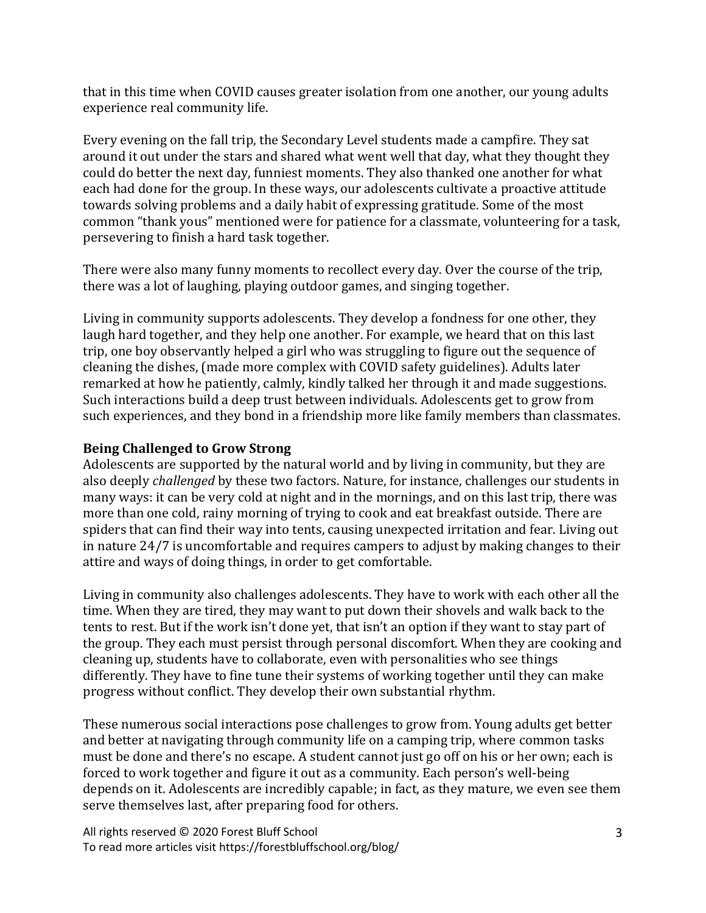that in this time when COVID causes greater isolation from one another, our young adults experience real community life.

Every evening on the fall trip, the Secondary Level students made a campfire. They sat around it out under the stars and shared what went well that day, what they thought they could do better the next day, funniest moments. They also thanked one another for what each had done for the group. In these ways, our adolescents cultivate a proactive attitude towards solving problems and a daily habit of expressing gratitude. Some of the most common "thank yous" mentioned were for patience for a classmate, volunteering for a task, persevering to finish a hard task together.

There were also many funny moments to recollect every day. Over the course of the trip, there was a lot of laughing, playing outdoor games, and singing together.

Living in community supports adolescents. They develop a fondness for one other, they laugh hard together, and they help one another. For example, we heard that on this last trip, one boy observantly helped a girl who was struggling to figure out the sequence of cleaning the dishes, (made more complex with COVID safety guidelines). Adults later remarked at how he patiently, calmly, kindly talked her through it and made suggestions. Such interactions build a deep trust between individuals. Adolescents get to grow from such experiences, and they bond in a friendship more like family members than classmates.

**Being Challenged to Grow Strong**

Adolescents are supported by the natural world and by living in community, but they are also deeply *challenged* by these two factors. Nature, for instance, challenges our students in many ways: it can be very cold at night and in the mornings, and on this last trip, there was more than one cold, rainy morning of trying to cook and eat breakfast outside. There are spiders that can find their way into tents, causing unexpected irritation and fear. Living out in nature 24/7 is uncomfortable and requires campers to adjust by making changes to their attire and ways of doing things, in order to get comfortable.

Living in community also challenges adolescents. They have to work with each other all the time. When they are tired, they may want to put down their shovels and walk back to the tents to rest. But if the work isn't done yet, that isn't an option if they want to stay part of the group. They each must persist through personal discomfort. When they are cooking and cleaning up, students have to collaborate, even with personalities who see things differently. They have to fine tune their systems of working together until they can make progress without conflict. They develop their own substantial rhythm.

These numerous social interactions pose challenges to grow from. Young adults get better and better at navigating through community life on a camping trip, where common tasks must be done and there's no escape. A student cannot just go off on his or her own; each is forced to work together and figure it out as a community. Each person's well-being depends on it. Adolescents are incredibly capable; in fact, as they mature, we even see them serve themselves last, after preparing food for others.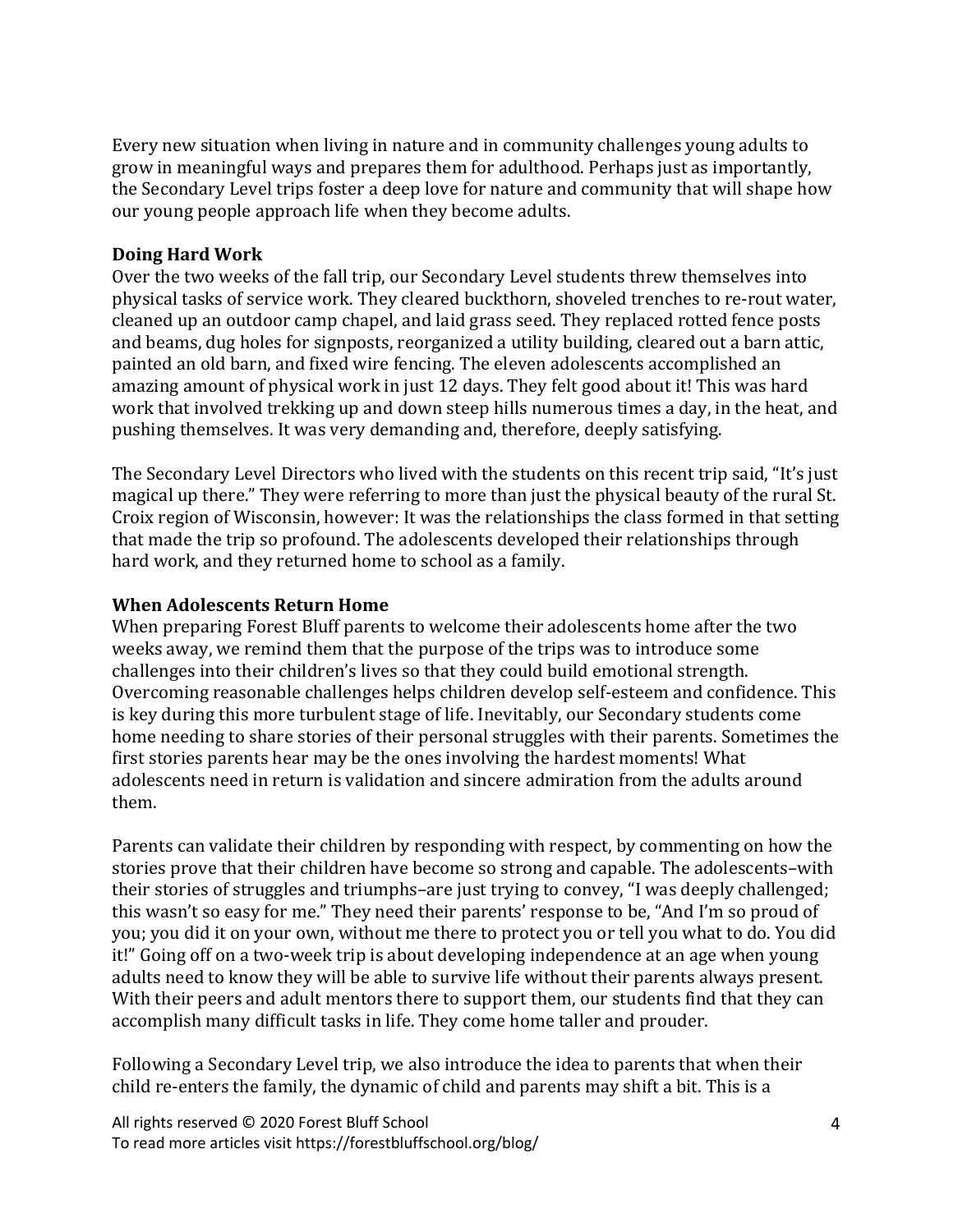Every new situation when living in nature and in community challenges young adults to grow in meaningful ways and prepares them for adulthood. Perhaps just as importantly, the Secondary Level trips foster a deep love for nature and community that will shape how our young people approach life when they become adults.

**Doing Hard Work**

Over the two weeks of the fall trip, our Secondary Level students threw themselves into physical tasks of service work. They cleared buckthorn, shoveled trenches to re-rout water, cleaned up an outdoor camp chapel, and laid grass seed. They replaced rotted fence posts and beams, dug holes for signposts, reorganized a utility building, cleared out a barn attic, painted an old barn, and fixed wire fencing. The eleven adolescents accomplished an amazing amount of physical work in just 12 days. They felt good about it! This was hard work that involved trekking up and down steep hills numerous times a day, in the heat, and pushing themselves. It was very demanding and, therefore, deeply satisfying.

The Secondary Level Directors who lived with the students on this recent trip said, "It's just magical up there." They were referring to more than just the physical beauty of the rural St. Croix region of Wisconsin, however: It was the relationships the class formed in that setting that made the trip so profound. The adolescents developed their relationships through hard work, and they returned home to school as a family.

**When Adolescents Return Home**

When preparing Forest Bluff parents to welcome their adolescents home after the two weeks away, we remind them that the purpose of the trips was to introduce some challenges into their children's lives so that they could build emotional strength. Overcoming reasonable challenges helps children develop self-esteem and confidence. This is key during this more turbulent stage of life. Inevitably, our Secondary students come home needing to share stories of their personal struggles with their parents. Sometimes the first stories parents hear may be the ones involving the hardest moments! What adolescents need in return is validation and sincere admiration from the adults around them.

Parents can validate their children by responding with respect, by commenting on how the stories prove that their children have become so strong and capable. The adolescents–with their stories of struggles and triumphs–are just trying to convey, "I was deeply challenged; this wasn't so easy for me." They need their parents' response to be, "And I'm so proud of you; you did it on your own, without me there to protect you or tell you what to do. You did it!" Going off on a two-week trip is about developing independence at an age when young adults need to know they will be able to survive life without their parents always present. With their peers and adult mentors there to support them, our students find that they can accomplish many difficult tasks in life. They come home taller and prouder.

Following a Secondary Level trip, we also introduce the idea to parents that when their child re-enters the family, the dynamic of child and parents may shift a bit. This is a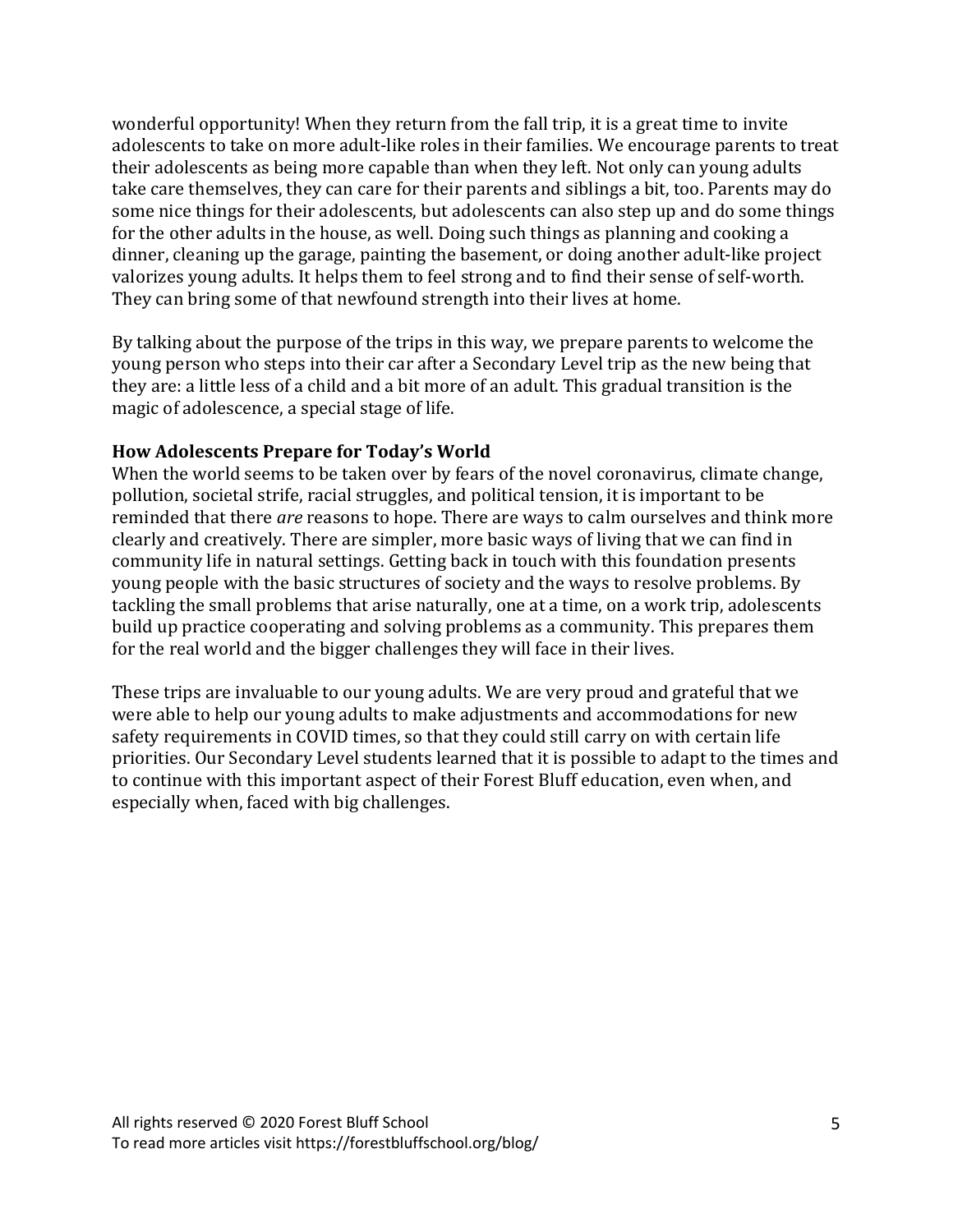wonderful opportunity! When they return from the fall trip, it is a great time to invite adolescents to take on more adult-like roles in their families. We encourage parents to treat their adolescents as being more capable than when they left. Not only can young adults take care themselves, they can care for their parents and siblings a bit, too. Parents may do some nice things for their adolescents, but adolescents can also step up and do some things for the other adults in the house, as well. Doing such things as planning and cooking a dinner, cleaning up the garage, painting the basement, or doing another adult-like project valorizes young adults. It helps them to feel strong and to find their sense of self-worth. They can bring some of that newfound strength into their lives at home.

By talking about the purpose of the trips in this way, we prepare parents to welcome the young person who steps into their car after a Secondary Level trip as the new being that they are: a little less of a child and a bit more of an adult. This gradual transition is the magic of adolescence, a special stage of life.

**How Adolescents Prepare for Today's World**

When the world seems to be taken over by fears of the novel coronavirus, climate change, pollution, societal strife, racial struggles, and political tension, it is important to be reminded that there *are* reasons to hope. There are ways to calm ourselves and think more clearly and creatively. There are simpler, more basic ways of living that we can find in community life in natural settings. Getting back in touch with this foundation presents young people with the basic structures of society and the ways to resolve problems. By tackling the small problems that arise naturally, one at a time, on a work trip, adolescents build up practice cooperating and solving problems as a community. This prepares them for the real world and the bigger challenges they will face in their lives.

These trips are invaluable to our young adults. We are very proud and grateful that we were able to help our young adults to make adjustments and accommodations for new safety requirements in COVID times, so that they could still carry on with certain life priorities. Our Secondary Level students learned that it is possible to adapt to the times and to continue with this important aspect of their Forest Bluff education, even when, and especially when, faced with big challenges.